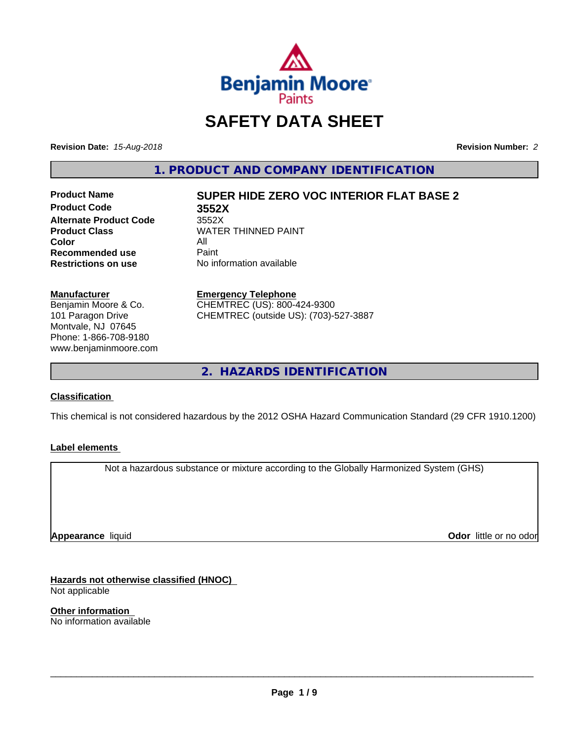# SAFETY DATA SHEET

**Revision Date:** *15-Aug-2018*

**Revision Number:** *2*

## 1. PRODUCT AND COMPANY IDENTIFICATION

| | |
|---|---|
| **Product Name** | **SUPER HIDE ZERO VOC INTERIOR FLAT BASE 2** |
| **Product Code** | **3552X** |
| **Alternate Product Code** | 3552X |
| **Product Class** | WATER THINNED PAINT |
| **Color** | All |
| **Recommended use** | Paint |
| **Restrictions on use** | No information available |

**Manufacturer**
Benjamin Moore & Co.
101 Paragon Drive
Montvale, NJ 07645
Phone: 1-866-708-9180
www.benjaminmoore.com

**Emergency Telephone**
CHEMTREC (US): 800-424-9300
CHEMTREC (outside US): (703)-527-3887

## 2. HAZARDS IDENTIFICATION

**Classification**

This chemical is not considered hazardous by the 2012 OSHA Hazard Communication Standard (29 CFR 1910.1200)

**Label elements**

Not a hazardous substance or mixture according to the Globally Harmonized System (GHS)

**Appearance** liquid

**Odor** little or no odor

**Hazards not otherwise classified (HNOC)**
Not applicable

**Other information**
No information available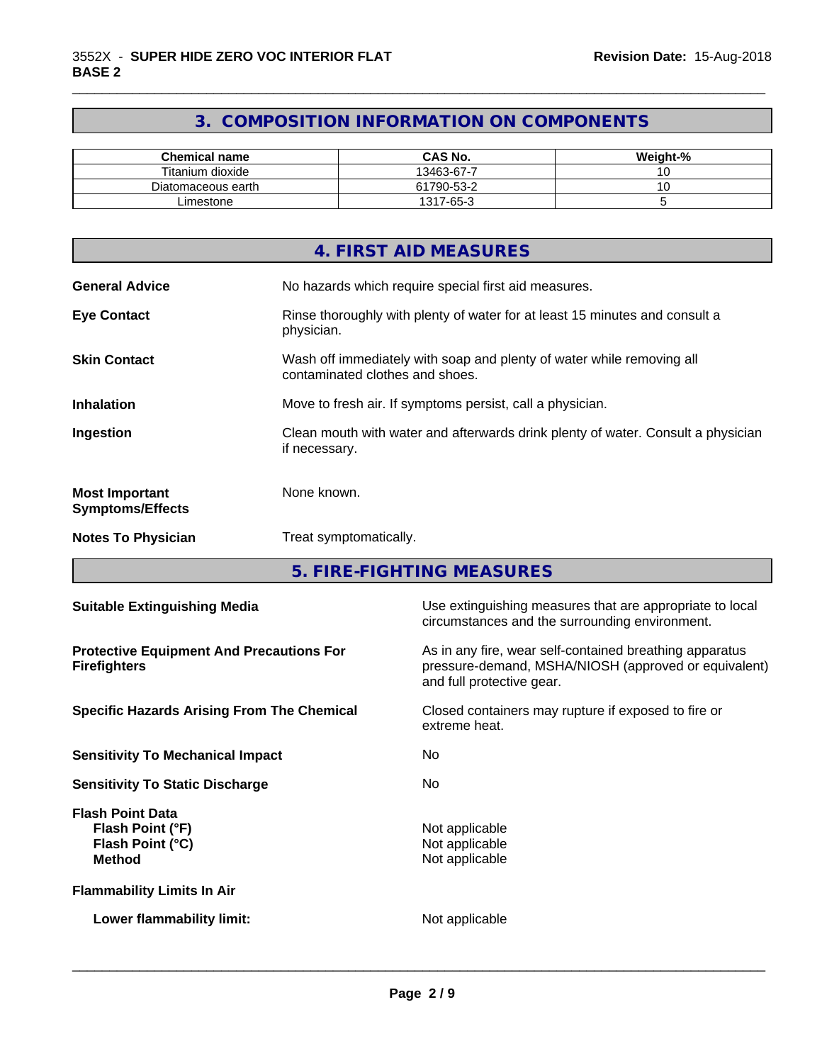## 3. COMPOSITION INFORMATION ON COMPONENTS

| Chemical name | CAS No. | Weight-% |
|---|---|---|
| Titanium dioxide | 13463-67-7 | 10 |
| Diatomaceous earth | 61790-53-2 | 10 |
| Limestone | 1317-65-3 | 5 |

## 4. FIRST AID MEASURES

**General Advice** No hazards which require special first aid measures.

**Eye Contact** Rinse thoroughly with plenty of water for at least 15 minutes and consult a physician.

**Skin Contact** Wash off immediately with soap and plenty of water while removing all contaminated clothes and shoes.

**Inhalation** Move to fresh air. If symptoms persist, call a physician.

**Ingestion** Clean mouth with water and afterwards drink plenty of water. Consult a physician if necessary.

**Most Important Symptoms/Effects** None known.

**Notes To Physician** Treat symptomatically.

## 5. FIRE-FIGHTING MEASURES

**Suitable Extinguishing Media** Use extinguishing measures that are appropriate to local circumstances and the surrounding environment.

**Protective Equipment And Precautions For Firefighters** As in any fire, wear self-contained breathing apparatus pressure-demand, MSHA/NIOSH (approved or equivalent) and full protective gear.

**Specific Hazards Arising From The Chemical** Closed containers may rupture if exposed to fire or extreme heat.

**Sensitivity To Mechanical Impact** No

**Sensitivity To Static Discharge** No

**Flash Point Data**
- **Flash Point (°F)** Not applicable
- **Flash Point (°C)** Not applicable
- **Method** Not applicable

**Flammability Limits In Air**

- **Lower flammability limit:** Not applicable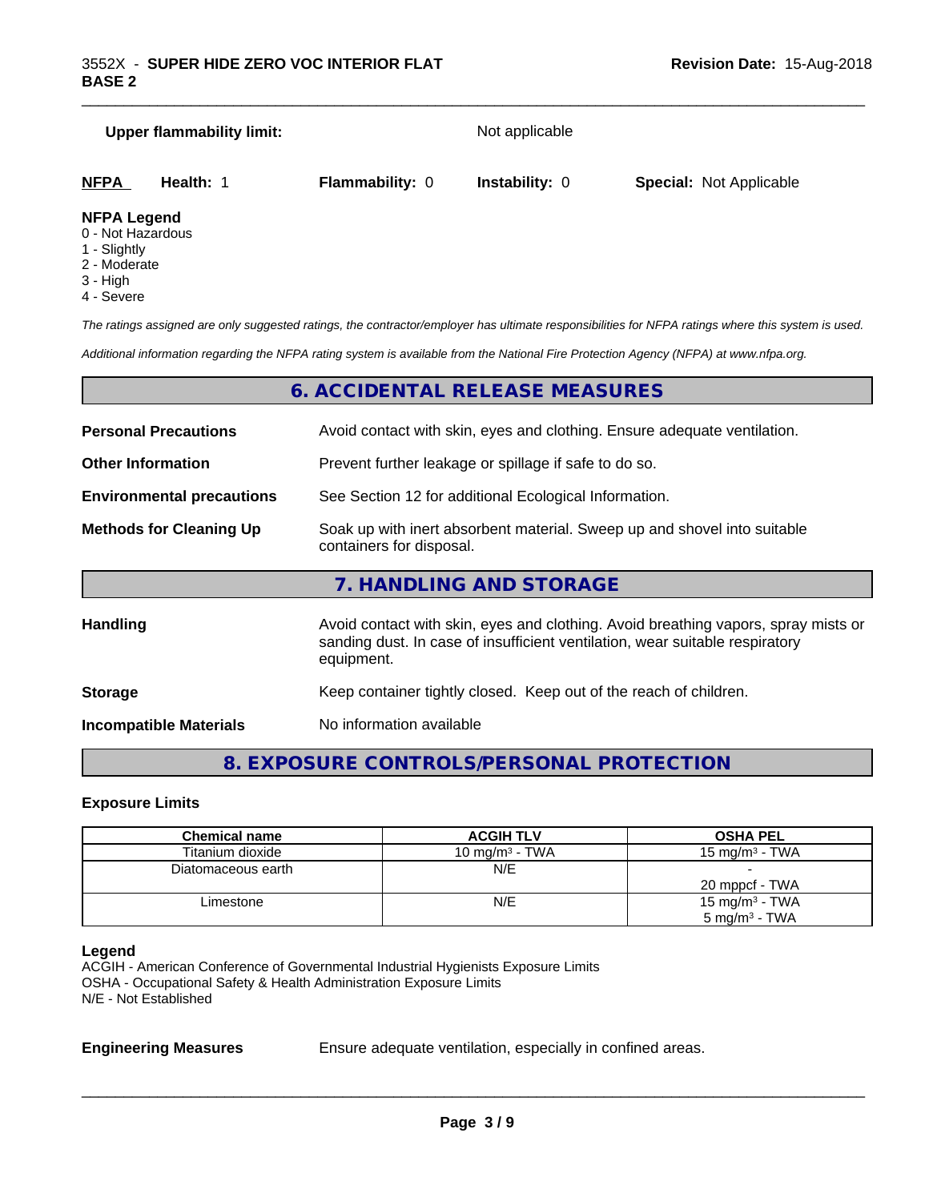**Upper flammability limit:** Not applicable

| NFPA | Health: 1 | Flammability: 0 | Instability: 0 | Special: Not Applicable |
|---|---|---|---|---|

**NFPA Legend**
0 - Not Hazardous
1 - Slightly
2 - Moderate
3 - High
4 - Severe

*The ratings assigned are only suggested ratings, the contractor/employer has ultimate responsibilities for NFPA ratings where this system is used.*

*Additional information regarding the NFPA rating system is available from the National Fire Protection Agency (NFPA) at www.nfpa.org.*

## 6. ACCIDENTAL RELEASE MEASURES

**Personal Precautions** Avoid contact with skin, eyes and clothing. Ensure adequate ventilation.

**Other Information** Prevent further leakage or spillage if safe to do so.

**Environmental precautions** See Section 12 for additional Ecological Information.

**Methods for Cleaning Up** Soak up with inert absorbent material. Sweep up and shovel into suitable containers for disposal.

## 7. HANDLING AND STORAGE

**Handling** Avoid contact with skin, eyes and clothing. Avoid breathing vapors, spray mists or sanding dust. In case of insufficient ventilation, wear suitable respiratory equipment.

**Storage** Keep container tightly closed. Keep out of the reach of children.

**Incompatible Materials** No information available

## 8. EXPOSURE CONTROLS/PERSONAL PROTECTION

### Exposure Limits

| Chemical name | ACGIH TLV | OSHA PEL |
|---|---|---|
| Titanium dioxide | 10 mg/m³ - TWA | 15 mg/m³ - TWA |
| Diatomaceous earth | N/E | -<br>20 mppcf - TWA |
| Limestone | N/E | 15 mg/m³ - TWA<br>5 mg/m³ - TWA |

**Legend**
ACGIH - American Conference of Governmental Industrial Hygienists Exposure Limits
OSHA - Occupational Safety & Health Administration Exposure Limits
N/E - Not Established

**Engineering Measures** Ensure adequate ventilation, especially in confined areas.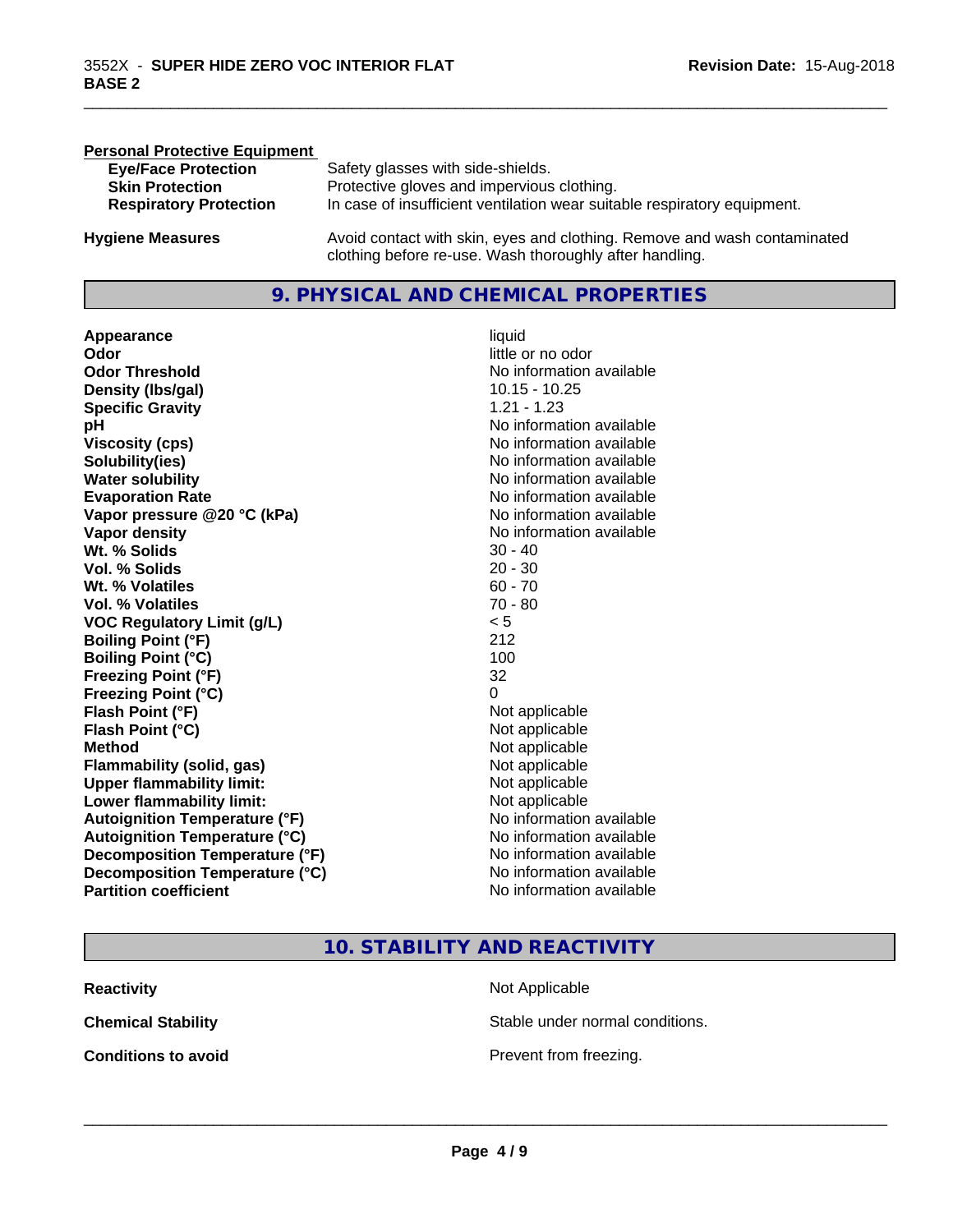**Personal Protective Equipment**

| | |
|---|---|
| **Eye/Face Protection** | Safety glasses with side-shields. |
| **Skin Protection** | Protective gloves and impervious clothing. |
| **Respiratory Protection** | In case of insufficient ventilation wear suitable respiratory equipment. |

**Hygiene Measures** Avoid contact with skin, eyes and clothing. Remove and wash contaminated clothing before re-use. Wash thoroughly after handling.

## 9. PHYSICAL AND CHEMICAL PROPERTIES

| | |
|---|---|
| **Appearance** | liquid |
| **Odor** | little or no odor |
| **Odor Threshold** | No information available |
| **Density (lbs/gal)** | 10.15 - 10.25 |
| **Specific Gravity** | 1.21 - 1.23 |
| **pH** | No information available |
| **Viscosity (cps)** | No information available |
| **Solubility(ies)** | No information available |
| **Water solubility** | No information available |
| **Evaporation Rate** | No information available |
| **Vapor pressure @20 °C (kPa)** | No information available |
| **Vapor density** | No information available |
| **Wt. % Solids** | 30 - 40 |
| **Vol. % Solids** | 20 - 30 |
| **Wt. % Volatiles** | 60 - 70 |
| **Vol. % Volatiles** | 70 - 80 |
| **VOC Regulatory Limit (g/L)** | < 5 |
| **Boiling Point (°F)** | 212 |
| **Boiling Point (°C)** | 100 |
| **Freezing Point (°F)** | 32 |
| **Freezing Point (°C)** | 0 |
| **Flash Point (°F)** | Not applicable |
| **Flash Point (°C)** | Not applicable |
| **Method** | Not applicable |
| **Flammability (solid, gas)** | Not applicable |
| **Upper flammability limit:** | Not applicable |
| **Lower flammability limit:** | Not applicable |
| **Autoignition Temperature (°F)** | No information available |
| **Autoignition Temperature (°C)** | No information available |
| **Decomposition Temperature (°F)** | No information available |
| **Decomposition Temperature (°C)** | No information available |
| **Partition coefficient** | No information available |

## 10. STABILITY AND REACTIVITY

| | |
|---|---|
| **Reactivity** | Not Applicable |
| **Chemical Stability** | Stable under normal conditions. |
| **Conditions to avoid** | Prevent from freezing. |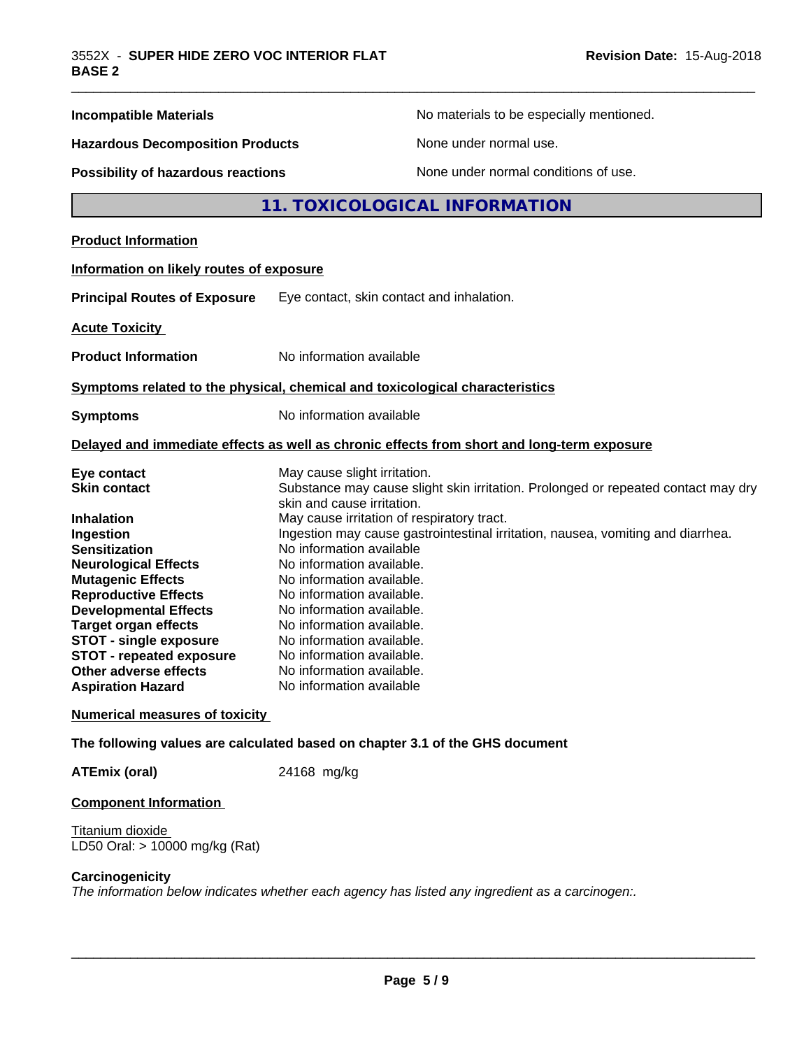**Incompatible Materials** No materials to be especially mentioned.

**Hazardous Decomposition Products** None under normal use.

**Possibility of hazardous reactions** None under normal conditions of use.

## 11. TOXICOLOGICAL INFORMATION

**Product Information**

**Information on likely routes of exposure**

**Principal Routes of Exposure** Eye contact, skin contact and inhalation.

**Acute Toxicity**

**Product Information** No information available

**Symptoms related to the physical, chemical and toxicological characteristics**

**Symptoms** No information available

**Delayed and immediate effects as well as chronic effects from short and long-term exposure**

| | |
|---|---|
| **Eye contact** | May cause slight irritation. |
| **Skin contact** | Substance may cause slight skin irritation. Prolonged or repeated contact may dry skin and cause irritation. |
| **Inhalation** | May cause irritation of respiratory tract. |
| **Ingestion** | Ingestion may cause gastrointestinal irritation, nausea, vomiting and diarrhea. |
| **Sensitization** | No information available |
| **Neurological Effects** | No information available. |
| **Mutagenic Effects** | No information available. |
| **Reproductive Effects** | No information available. |
| **Developmental Effects** | No information available. |
| **Target organ effects** | No information available. |
| **STOT - single exposure** | No information available. |
| **STOT - repeated exposure** | No information available. |
| **Other adverse effects** | No information available. |
| **Aspiration Hazard** | No information available |

**Numerical measures of toxicity**

**The following values are calculated based on chapter 3.1 of the GHS document**

**ATEmix (oral)** 24168 mg/kg

**Component Information**

Titanium dioxide
LD50 Oral: > 10000 mg/kg (Rat)

**Carcinogenicity**

*The information below indicates whether each agency has listed any ingredient as a carcinogen:.*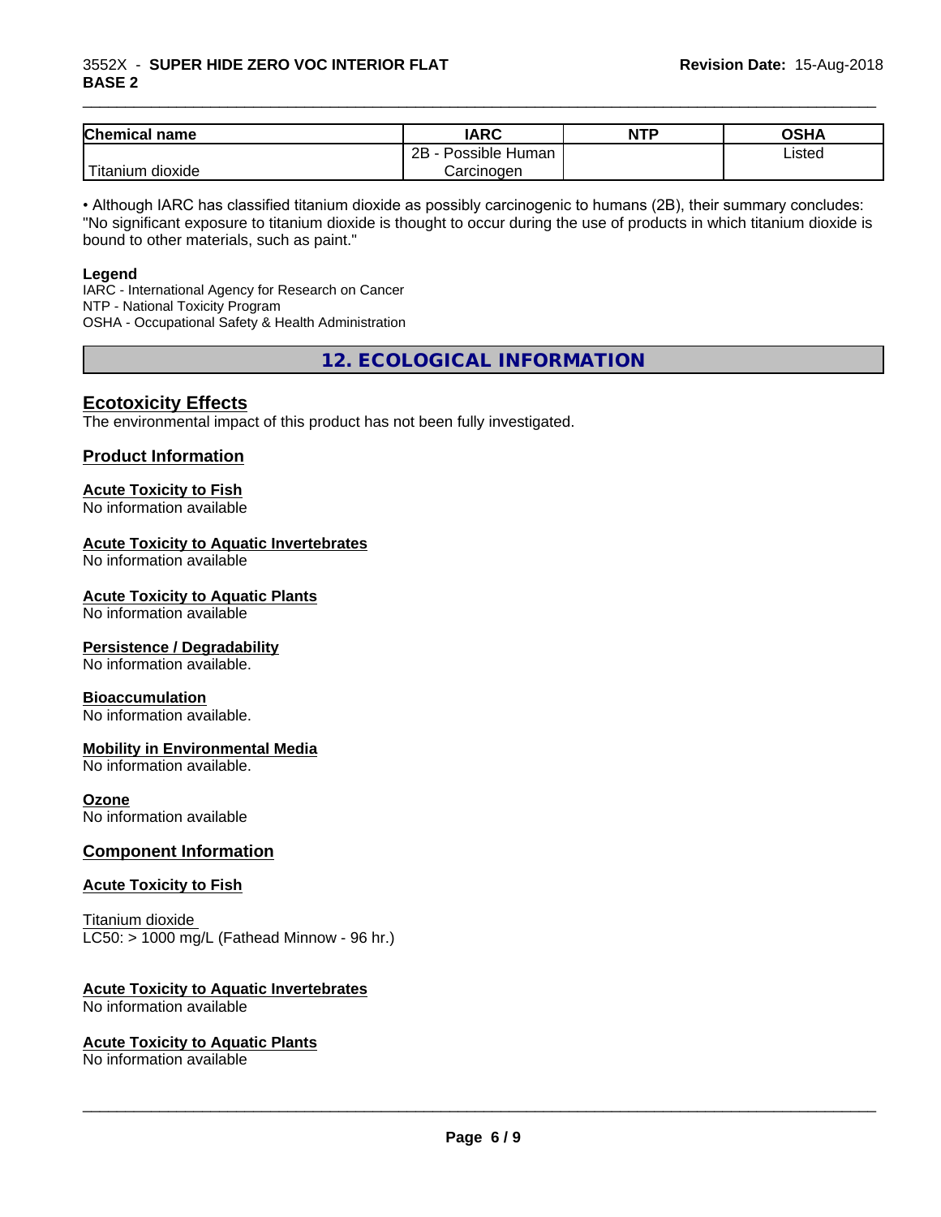| Chemical name | IARC | NTP | OSHA |
| --- | --- | --- | --- |
| Titanium dioxide | 2B - Possible Human Carcinogen | | Listed |

• Although IARC has classified titanium dioxide as possibly carcinogenic to humans (2B), their summary concludes: "No significant exposure to titanium dioxide is thought to occur during the use of products in which titanium dioxide is bound to other materials, such as paint."

**Legend**
IARC - International Agency for Research on Cancer
NTP - National Toxicity Program
OSHA - Occupational Safety & Health Administration

## 12. ECOLOGICAL INFORMATION

### Ecotoxicity Effects

The environmental impact of this product has not been fully investigated.

### Product Information

**Acute Toxicity to Fish**
No information available

**Acute Toxicity to Aquatic Invertebrates**
No information available

**Acute Toxicity to Aquatic Plants**
No information available

**Persistence / Degradability**
No information available.

**Bioaccumulation**
No information available.

**Mobility in Environmental Media**
No information available.

**Ozone**
No information available

### Component Information

**Acute Toxicity to Fish**

Titanium dioxide
LC50: > 1000 mg/L (Fathead Minnow - 96 hr.)

**Acute Toxicity to Aquatic Invertebrates**
No information available

**Acute Toxicity to Aquatic Plants**
No information available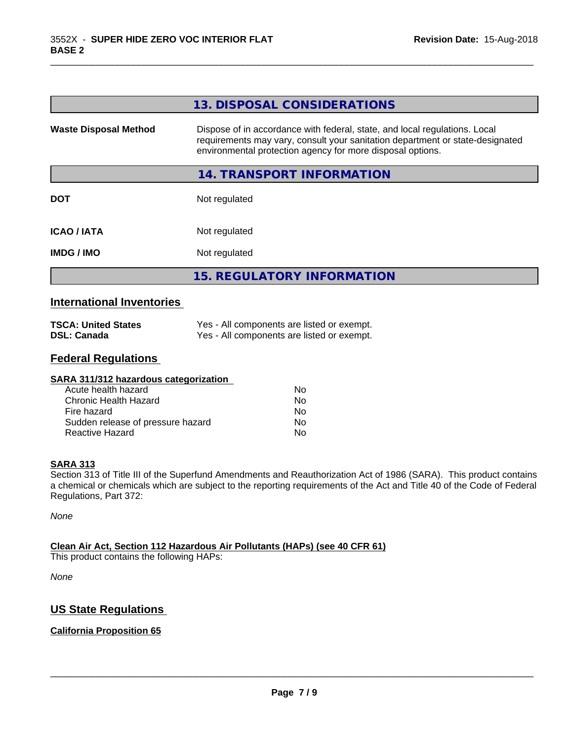## 13. DISPOSAL CONSIDERATIONS

| | |
|---|---|
| **Waste Disposal Method** | Dispose of in accordance with federal, state, and local regulations. Local requirements may vary, consult your sanitation department or state-designated environmental protection agency for more disposal options. |

## 14. TRANSPORT INFORMATION

| | |
|---|---|
| **DOT** | Not regulated |
| **ICAO / IATA** | Not regulated |
| **IMDG / IMO** | Not regulated |

## 15. REGULATORY INFORMATION

### International Inventories

| | |
|---|---|
| **TSCA: United States** | Yes - All components are listed or exempt. |
| **DSL: Canada** | Yes - All components are listed or exempt. |

### Federal Regulations

**SARA 311/312 hazardous categorization**

| | |
|---|---|
| Acute health hazard | No |
| Chronic Health Hazard | No |
| Fire hazard | No |
| Sudden release of pressure hazard | No |
| Reactive Hazard | No |

**SARA 313**

Section 313 of Title III of the Superfund Amendments and Reauthorization Act of 1986 (SARA). This product contains a chemical or chemicals which are subject to the reporting requirements of the Act and Title 40 of the Code of Federal Regulations, Part 372:

*None*

**Clean Air Act, Section 112 Hazardous Air Pollutants (HAPs) (see 40 CFR 61)**

This product contains the following HAPs:

*None*

### US State Regulations

**California Proposition 65**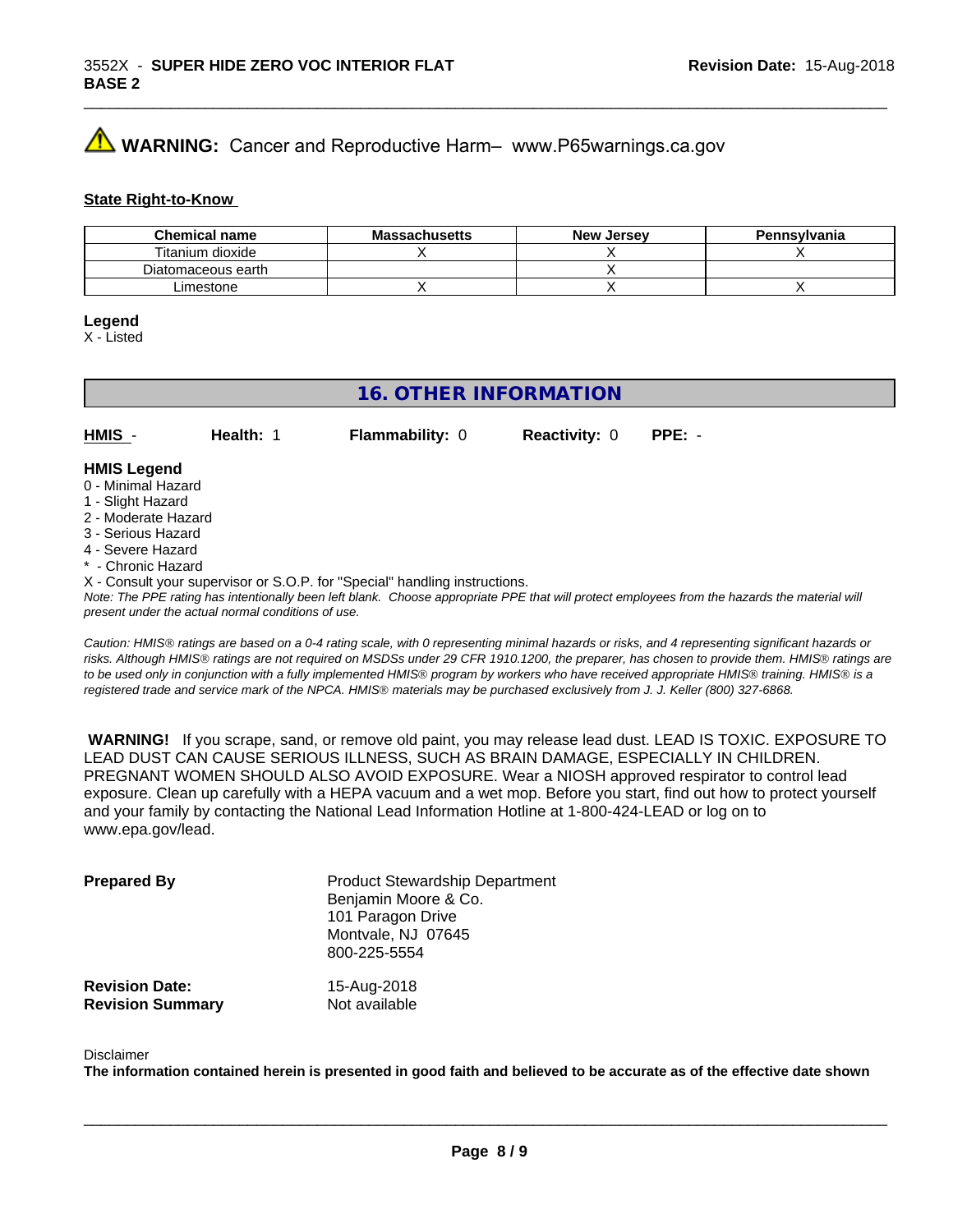⚠ **WARNING:** Cancer and Reproductive Harm– www.P65warnings.ca.gov

**State Right-to-Know**

| Chemical name | Massachusetts | New Jersey | Pennsylvania |
|---|---|---|---|
| Titanium dioxide | X | X | X |
| Diatomaceous earth | | X | |
| Limestone | X | X | X |

**Legend**
X - Listed

## 16. OTHER INFORMATION

**HMIS** - **Health:** 1 **Flammability:** 0 **Reactivity:** 0 **PPE:** -

**HMIS Legend**
0 - Minimal Hazard
1 - Slight Hazard
2 - Moderate Hazard
3 - Serious Hazard
4 - Severe Hazard
* - Chronic Hazard
X - Consult your supervisor or S.O.P. for "Special" handling instructions.

*Note: The PPE rating has intentionally been left blank. Choose appropriate PPE that will protect employees from the hazards the material will present under the actual normal conditions of use.*

*Caution: HMIS® ratings are based on a 0-4 rating scale, with 0 representing minimal hazards or risks, and 4 representing significant hazards or risks. Although HMIS® ratings are not required on MSDSs under 29 CFR 1910.1200, the preparer, has chosen to provide them. HMIS® ratings are to be used only in conjunction with a fully implemented HMIS® program by workers who have received appropriate HMIS® training. HMIS® is a registered trade and service mark of the NPCA. HMIS® materials may be purchased exclusively from J. J. Keller (800) 327-6868.*

**WARNING!** If you scrape, sand, or remove old paint, you may release lead dust. LEAD IS TOXIC. EXPOSURE TO LEAD DUST CAN CAUSE SERIOUS ILLNESS, SUCH AS BRAIN DAMAGE, ESPECIALLY IN CHILDREN. PREGNANT WOMEN SHOULD ALSO AVOID EXPOSURE. Wear a NIOSH approved respirator to control lead exposure. Clean up carefully with a HEPA vacuum and a wet mop. Before you start, find out how to protect yourself and your family by contacting the National Lead Information Hotline at 1-800-424-LEAD or log on to www.epa.gov/lead.

**Prepared By**
Product Stewardship Department
Benjamin Moore & Co.
101 Paragon Drive
Montvale, NJ 07645
800-225-5554

**Revision Date:** 15-Aug-2018
**Revision Summary** Not available

Disclaimer
**The information contained herein is presented in good faith and believed to be accurate as of the effective date shown**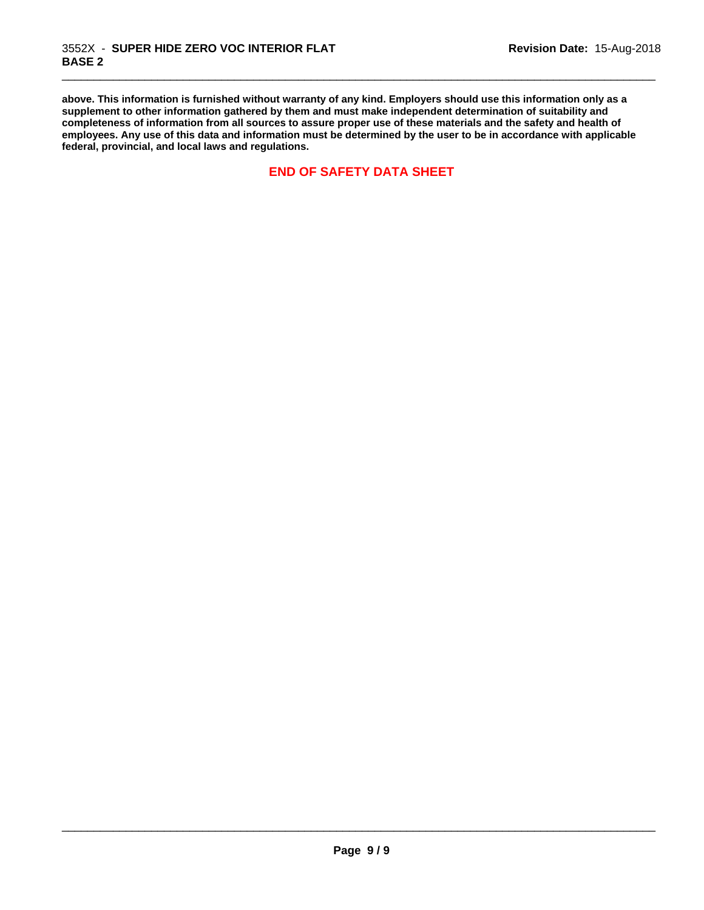**above. This information is furnished without warranty of any kind. Employers should use this information only as a supplement to other information gathered by them and must make independent determination of suitability and completeness of information from all sources to assure proper use of these materials and the safety and health of employees. Any use of this data and information must be determined by the user to be in accordance with applicable federal, provincial, and local laws and regulations.**

**END OF SAFETY DATA SHEET**